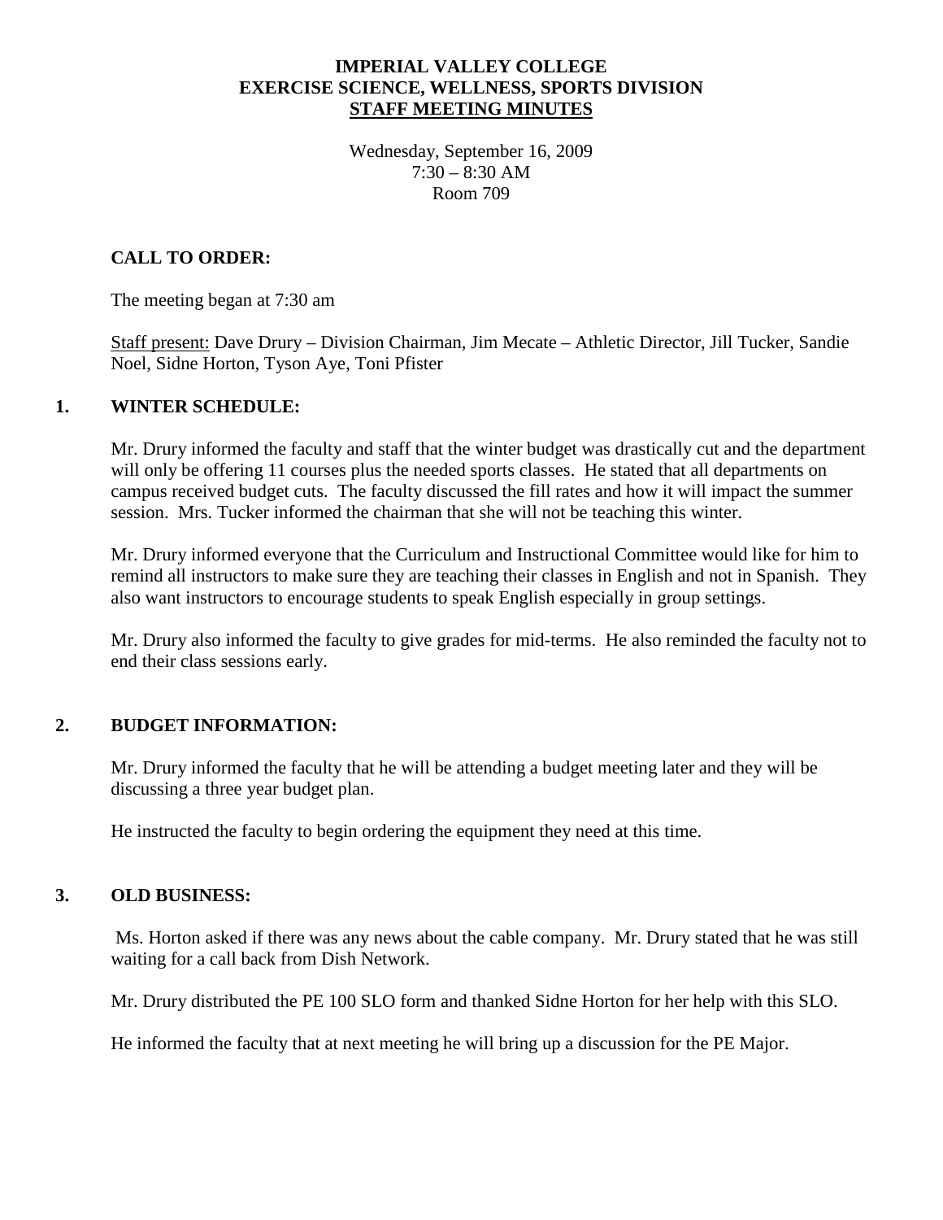# IMPERIAL VALLEY COLLEGE
# EXERCISE SCIENCE, WELLNESS, SPORTS DIVISION
## STAFF MEETING MINUTES

Wednesday, September 16, 2009
7:30 – 8:30 AM
Room 709

### CALL TO ORDER:

The meeting began at 7:30 am

Staff present: Dave Drury – Division Chairman, Jim Mecate – Athletic Director, Jill Tucker, Sandie Noel, Sidne Horton, Tyson Aye, Toni Pfister

### 1. WINTER SCHEDULE:

Mr. Drury informed the faculty and staff that the winter budget was drastically cut and the department will only be offering 11 courses plus the needed sports classes. He stated that all departments on campus received budget cuts. The faculty discussed the fill rates and how it will impact the summer session. Mrs. Tucker informed the chairman that she will not be teaching this winter.

Mr. Drury informed everyone that the Curriculum and Instructional Committee would like for him to remind all instructors to make sure they are teaching their classes in English and not in Spanish. They also want instructors to encourage students to speak English especially in group settings.

Mr. Drury also informed the faculty to give grades for mid-terms. He also reminded the faculty not to end their class sessions early.

### 2. BUDGET INFORMATION:

Mr. Drury informed the faculty that he will be attending a budget meeting later and they will be discussing a three year budget plan.

He instructed the faculty to begin ordering the equipment they need at this time.

### 3. OLD BUSINESS:

Ms. Horton asked if there was any news about the cable company. Mr. Drury stated that he was still waiting for a call back from Dish Network.

Mr. Drury distributed the PE 100 SLO form and thanked Sidne Horton for her help with this SLO.

He informed the faculty that at next meeting he will bring up a discussion for the PE Major.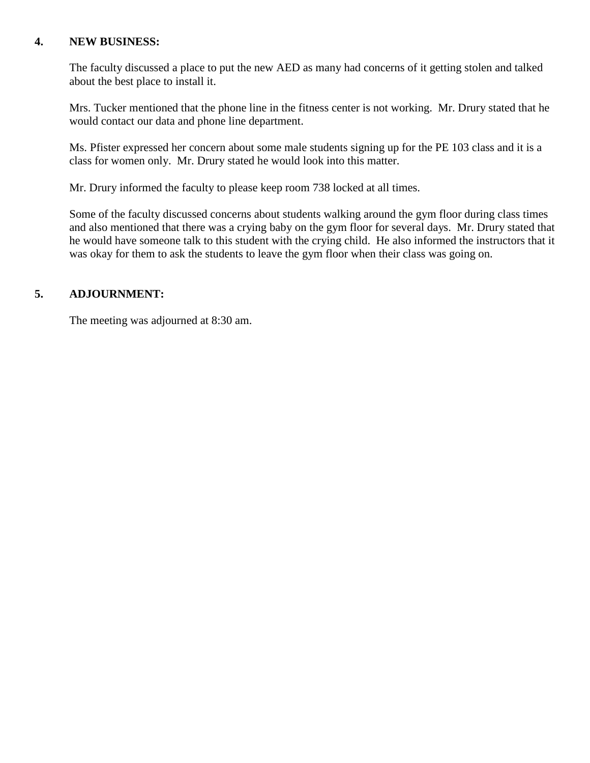## 4. NEW BUSINESS:

The faculty discussed a place to put the new AED as many had concerns of it getting stolen and talked about the best place to install it.

Mrs. Tucker mentioned that the phone line in the fitness center is not working. Mr. Drury stated that he would contact our data and phone line department.

Ms. Pfister expressed her concern about some male students signing up for the PE 103 class and it is a class for women only. Mr. Drury stated he would look into this matter.

Mr. Drury informed the faculty to please keep room 738 locked at all times.

Some of the faculty discussed concerns about students walking around the gym floor during class times and also mentioned that there was a crying baby on the gym floor for several days. Mr. Drury stated that he would have someone talk to this student with the crying child. He also informed the instructors that it was okay for them to ask the students to leave the gym floor when their class was going on.

## 5. ADJOURNMENT:

The meeting was adjourned at 8:30 am.